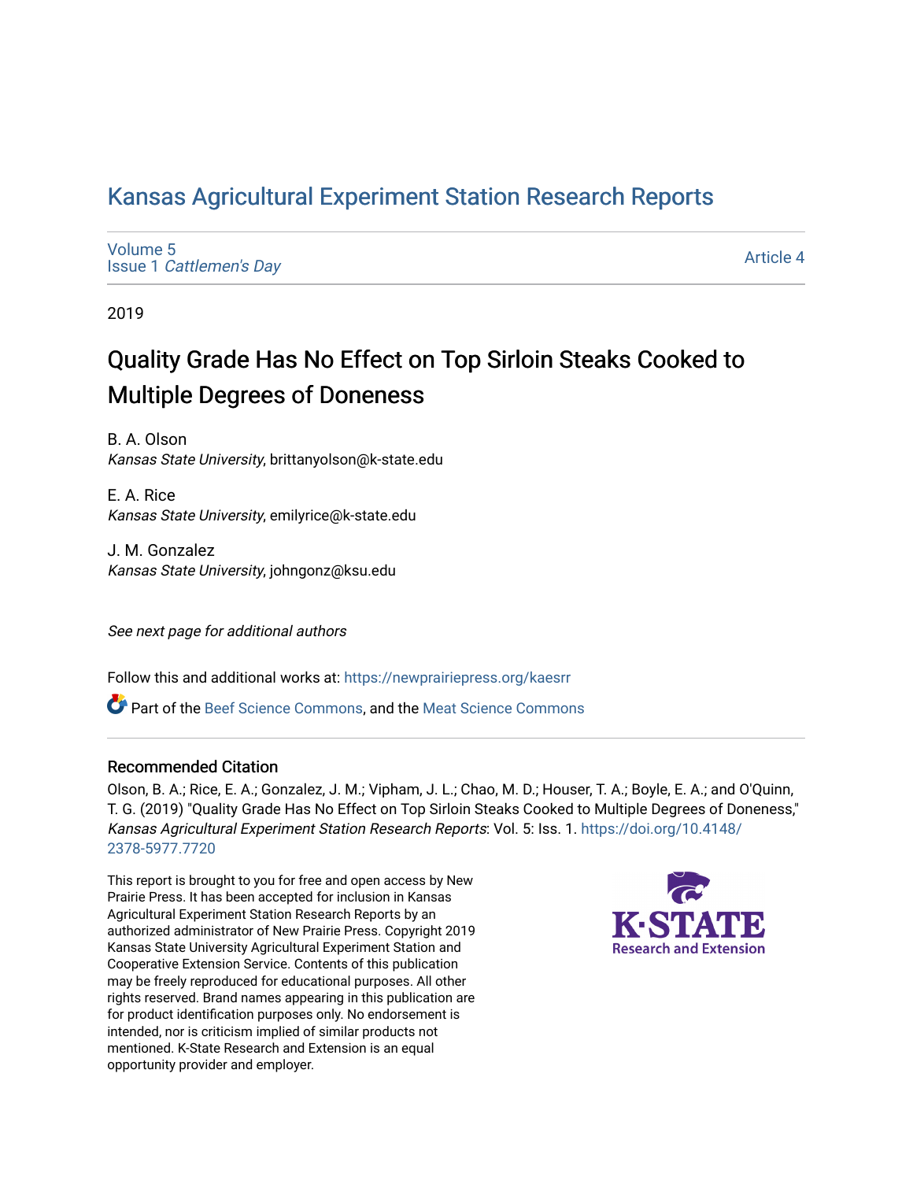# Kansas Agricultural Experiment Station Research Reports

Volume 5
Issue 1 *Cattlemen's Day*

Article 4

2019

## Quality Grade Has No Effect on Top Sirloin Steaks Cooked to Multiple Degrees of Doneness

B. A. Olson
*Kansas State University*, brittanyolson@k-state.edu

E. A. Rice
*Kansas State University*, emilyrice@k-state.edu

J. M. Gonzalez
*Kansas State University*, johngonz@ksu.edu

*See next page for additional authors*

Follow this and additional works at: https://newprairiepress.org/kaesrr

Part of the Beef Science Commons, and the Meat Science Commons

### Recommended Citation

Olson, B. A.; Rice, E. A.; Gonzalez, J. M.; Vipham, J. L.; Chao, M. D.; Houser, T. A.; Boyle, E. A.; and O'Quinn, T. G. (2019) "Quality Grade Has No Effect on Top Sirloin Steaks Cooked to Multiple Degrees of Doneness," *Kansas Agricultural Experiment Station Research Reports*: Vol. 5: Iss. 1. https://doi.org/10.4148/2378-5977.7720

This report is brought to you for free and open access by New Prairie Press. It has been accepted for inclusion in Kansas Agricultural Experiment Station Research Reports by an authorized administrator of New Prairie Press. Copyright 2019 Kansas State University Agricultural Experiment Station and Cooperative Extension Service. Contents of this publication may be freely reproduced for educational purposes. All other rights reserved. Brand names appearing in this publication are for product identification purposes only. No endorsement is intended, nor is criticism implied of similar products not mentioned. K-State Research and Extension is an equal opportunity provider and employer.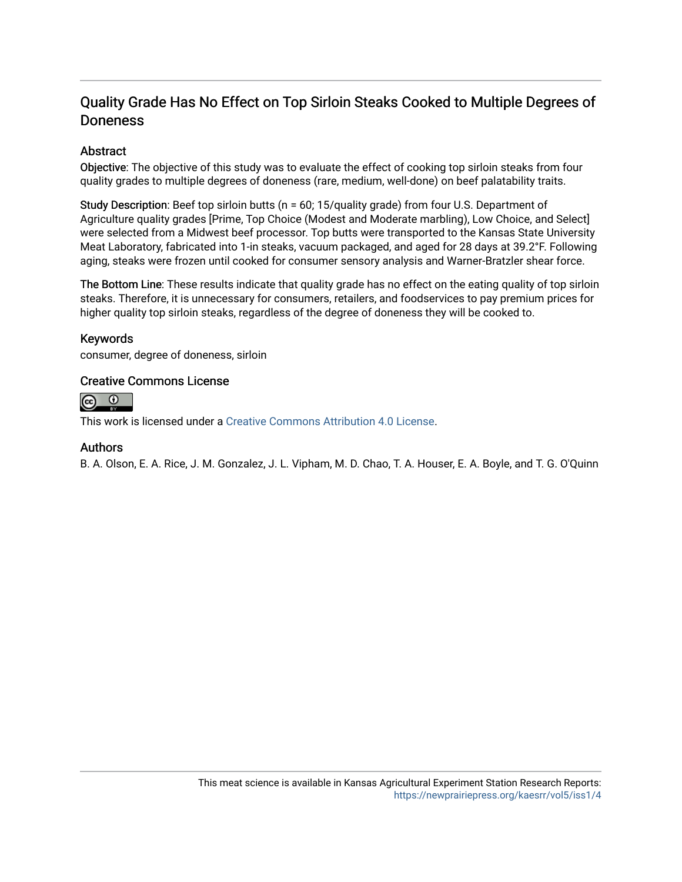## Quality Grade Has No Effect on Top Sirloin Steaks Cooked to Multiple Degrees of Doneness

### Abstract

**Objective**: The objective of this study was to evaluate the effect of cooking top sirloin steaks from four quality grades to multiple degrees of doneness (rare, medium, well-done) on beef palatability traits.

**Study Description**: Beef top sirloin butts (n = 60; 15/quality grade) from four U.S. Department of Agriculture quality grades [Prime, Top Choice (Modest and Moderate marbling), Low Choice, and Select] were selected from a Midwest beef processor. Top butts were transported to the Kansas State University Meat Laboratory, fabricated into 1-in steaks, vacuum packaged, and aged for 28 days at 39.2°F. Following aging, steaks were frozen until cooked for consumer sensory analysis and Warner-Bratzler shear force.

**The Bottom Line**: These results indicate that quality grade has no effect on the eating quality of top sirloin steaks. Therefore, it is unnecessary for consumers, retailers, and foodservices to pay premium prices for higher quality top sirloin steaks, regardless of the degree of doneness they will be cooked to.

### Keywords

consumer, degree of doneness, sirloin

### Creative Commons License

This work is licensed under a Creative Commons Attribution 4.0 License.

### Authors

B. A. Olson, E. A. Rice, J. M. Gonzalez, J. L. Vipham, M. D. Chao, T. A. Houser, E. A. Boyle, and T. G. O'Quinn

This meat science is available in Kansas Agricultural Experiment Station Research Reports: https://newprairiepress.org/kaesrr/vol5/iss1/4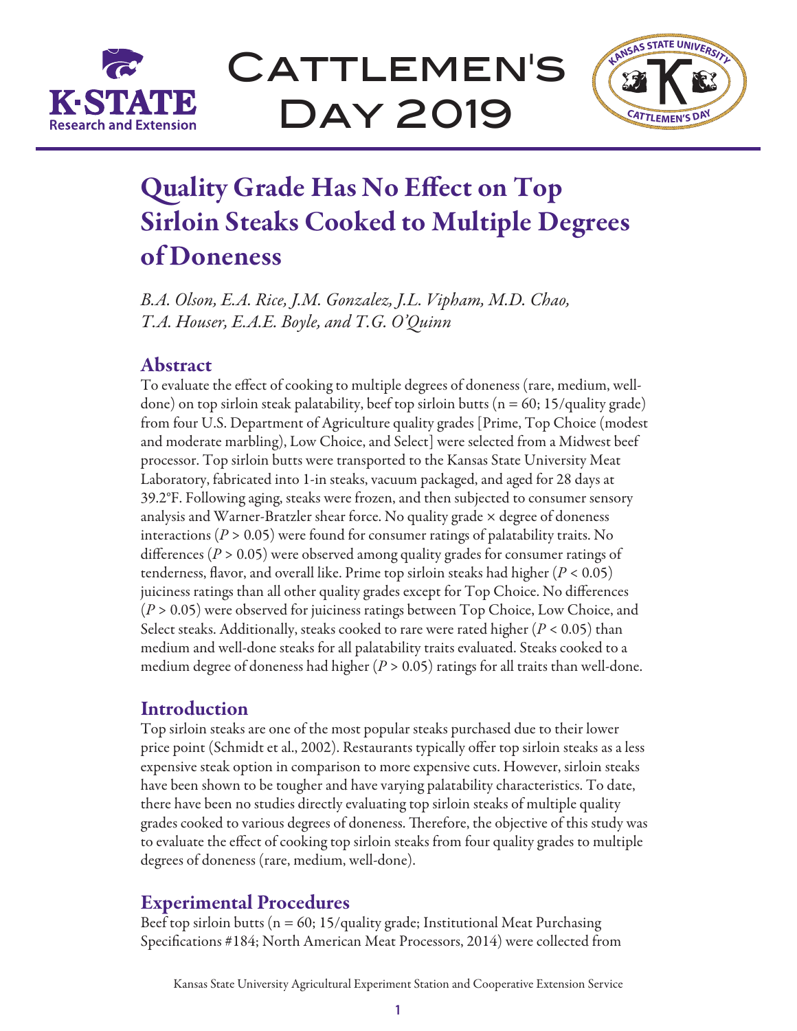# Quality Grade Has No Effect on Top Sirloin Steaks Cooked to Multiple Degrees of Doneness

*B.A. Olson, E.A. Rice, J.M. Gonzalez, J.L. Vipham, M.D. Chao, T.A. Houser, E.A.E. Boyle, and T.G. O'Quinn*

## Abstract

To evaluate the effect of cooking to multiple degrees of doneness (rare, medium, well-done) on top sirloin steak palatability, beef top sirloin butts (n = 60; 15/quality grade) from four U.S. Department of Agriculture quality grades [Prime, Top Choice (modest and moderate marbling), Low Choice, and Select] were selected from a Midwest beef processor. Top sirloin butts were transported to the Kansas State University Meat Laboratory, fabricated into 1-in steaks, vacuum packaged, and aged for 28 days at 39.2°F. Following aging, steaks were frozen, and then subjected to consumer sensory analysis and Warner-Bratzler shear force. No quality grade × degree of doneness interactions ($P > 0.05$) were found for consumer ratings of palatability traits. No differences ($P > 0.05$) were observed among quality grades for consumer ratings of tenderness, flavor, and overall like. Prime top sirloin steaks had higher ($P < 0.05$) juiciness ratings than all other quality grades except for Top Choice. No differences ($P > 0.05$) were observed for juiciness ratings between Top Choice, Low Choice, and Select steaks. Additionally, steaks cooked to rare were rated higher ($P < 0.05$) than medium and well-done steaks for all palatability traits evaluated. Steaks cooked to a medium degree of doneness had higher ($P > 0.05$) ratings for all traits than well-done.

## Introduction

Top sirloin steaks are one of the most popular steaks purchased due to their lower price point (Schmidt et al., 2002). Restaurants typically offer top sirloin steaks as a less expensive steak option in comparison to more expensive cuts. However, sirloin steaks have been shown to be tougher and have varying palatability characteristics. To date, there have been no studies directly evaluating top sirloin steaks of multiple quality grades cooked to various degrees of doneness. Therefore, the objective of this study was to evaluate the effect of cooking top sirloin steaks from four quality grades to multiple degrees of doneness (rare, medium, well-done).

## Experimental Procedures

Beef top sirloin butts (n = 60; 15/quality grade; Institutional Meat Purchasing Specifications #184; North American Meat Processors, 2014) were collected from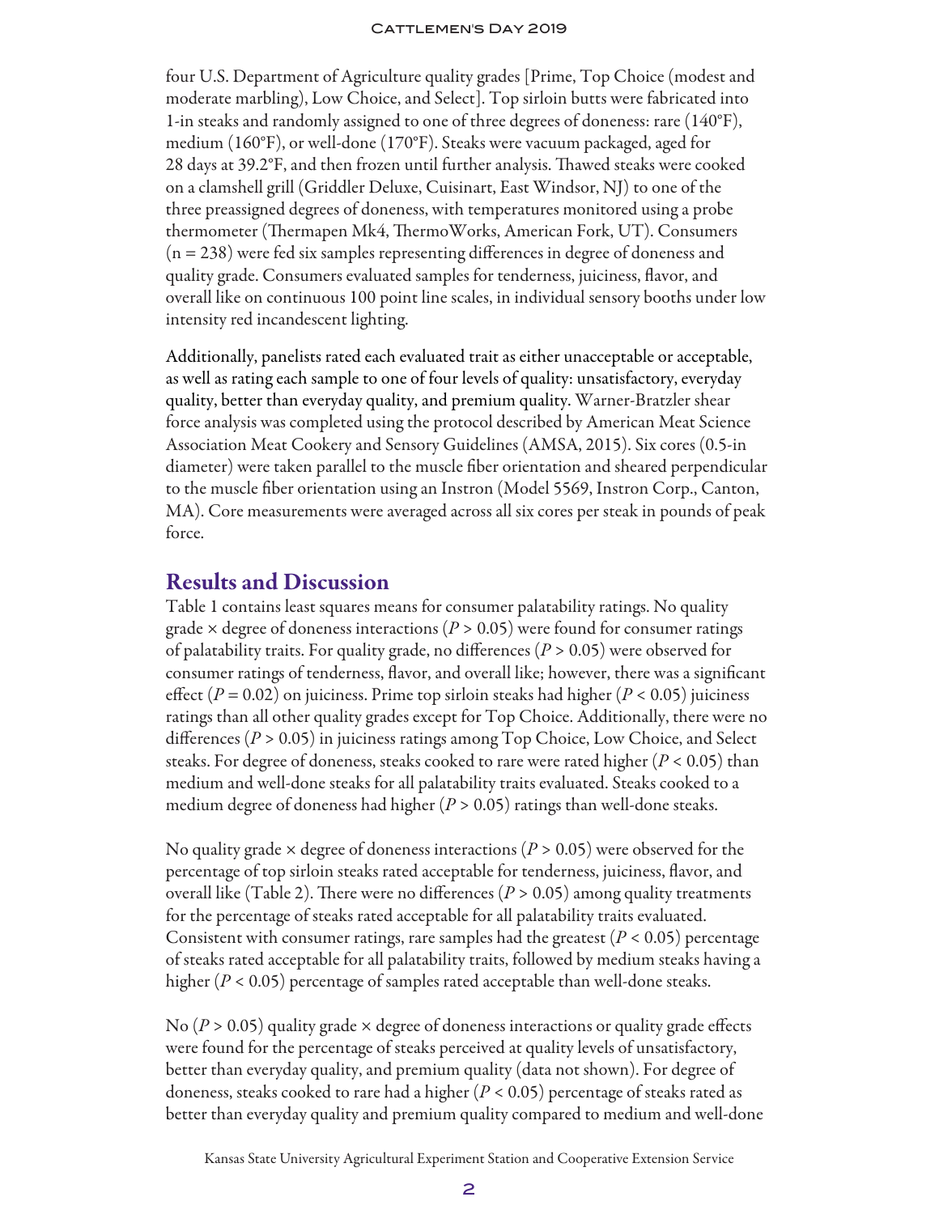four U.S. Department of Agriculture quality grades [Prime, Top Choice (modest and moderate marbling), Low Choice, and Select]. Top sirloin butts were fabricated into 1-in steaks and randomly assigned to one of three degrees of doneness: rare (140°F), medium (160°F), or well-done (170°F). Steaks were vacuum packaged, aged for 28 days at 39.2°F, and then frozen until further analysis. Thawed steaks were cooked on a clamshell grill (Griddler Deluxe, Cuisinart, East Windsor, NJ) to one of the three preassigned degrees of doneness, with temperatures monitored using a probe thermometer (Thermapen Mk4, ThermoWorks, American Fork, UT). Consumers (n = 238) were fed six samples representing differences in degree of doneness and quality grade. Consumers evaluated samples for tenderness, juiciness, flavor, and overall like on continuous 100 point line scales, in individual sensory booths under low intensity red incandescent lighting.

Additionally, panelists rated each evaluated trait as either unacceptable or acceptable, as well as rating each sample to one of four levels of quality: unsatisfactory, everyday quality, better than everyday quality, and premium quality. Warner-Bratzler shear force analysis was completed using the protocol described by American Meat Science Association Meat Cookery and Sensory Guidelines (AMSA, 2015). Six cores (0.5-in diameter) were taken parallel to the muscle fiber orientation and sheared perpendicular to the muscle fiber orientation using an Instron (Model 5569, Instron Corp., Canton, MA). Core measurements were averaged across all six cores per steak in pounds of peak force.

## Results and Discussion

Table 1 contains least squares means for consumer palatability ratings. No quality grade × degree of doneness interactions ($P > 0.05$) were found for consumer ratings of palatability traits. For quality grade, no differences ($P > 0.05$) were observed for consumer ratings of tenderness, flavor, and overall like; however, there was a significant effect ($P = 0.02$) on juiciness. Prime top sirloin steaks had higher ($P < 0.05$) juiciness ratings than all other quality grades except for Top Choice. Additionally, there were no differences ($P > 0.05$) in juiciness ratings among Top Choice, Low Choice, and Select steaks. For degree of doneness, steaks cooked to rare were rated higher ($P < 0.05$) than medium and well-done steaks for all palatability traits evaluated. Steaks cooked to a medium degree of doneness had higher ($P > 0.05$) ratings than well-done steaks.

No quality grade × degree of doneness interactions ($P > 0.05$) were observed for the percentage of top sirloin steaks rated acceptable for tenderness, juiciness, flavor, and overall like (Table 2). There were no differences ($P > 0.05$) among quality treatments for the percentage of steaks rated acceptable for all palatability traits evaluated. Consistent with consumer ratings, rare samples had the greatest ($P < 0.05$) percentage of steaks rated acceptable for all palatability traits, followed by medium steaks having a higher ($P < 0.05$) percentage of samples rated acceptable than well-done steaks.

No ($P > 0.05$) quality grade × degree of doneness interactions or quality grade effects were found for the percentage of steaks perceived at quality levels of unsatisfactory, better than everyday quality, and premium quality (data not shown). For degree of doneness, steaks cooked to rare had a higher ($P < 0.05$) percentage of steaks rated as better than everyday quality and premium quality compared to medium and well-done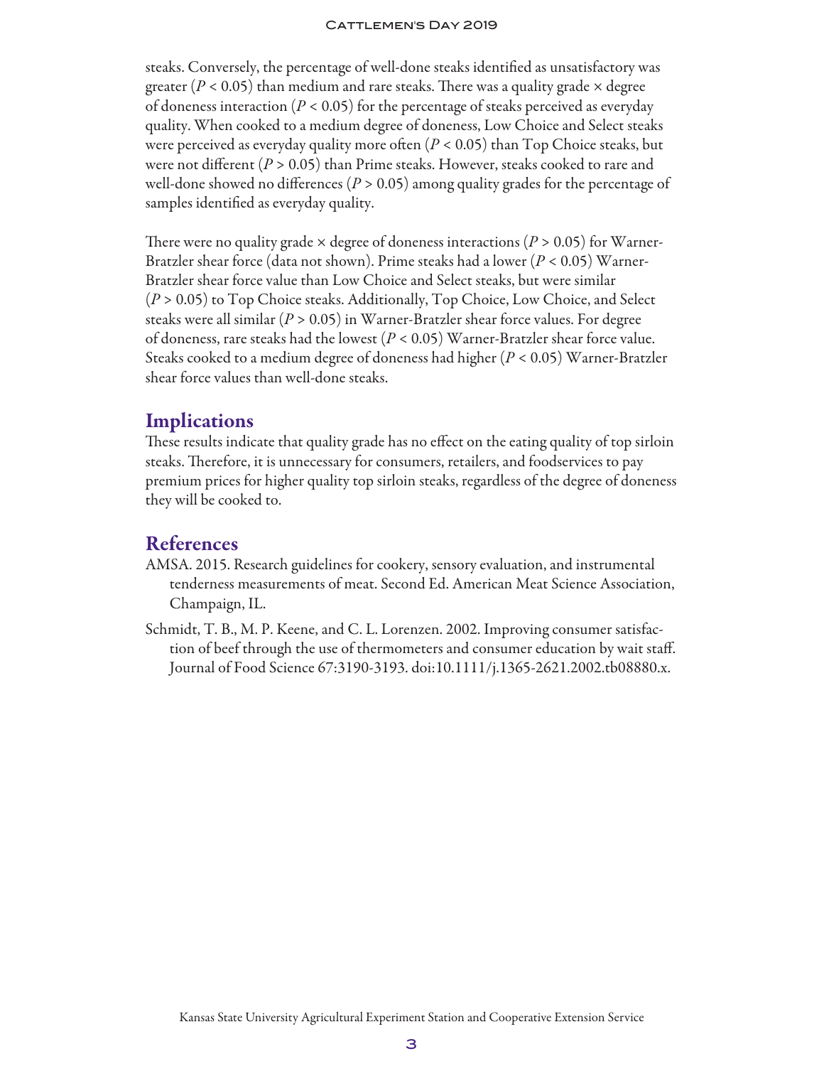steaks. Conversely, the percentage of well-done steaks identified as unsatisfactory was greater ($P < 0.05$) than medium and rare steaks. There was a quality grade × degree of doneness interaction ($P < 0.05$) for the percentage of steaks perceived as everyday quality. When cooked to a medium degree of doneness, Low Choice and Select steaks were perceived as everyday quality more often ($P < 0.05$) than Top Choice steaks, but were not different ($P > 0.05$) than Prime steaks. However, steaks cooked to rare and well-done showed no differences ($P > 0.05$) among quality grades for the percentage of samples identified as everyday quality.

There were no quality grade × degree of doneness interactions ($P > 0.05$) for Warner-Bratzler shear force (data not shown). Prime steaks had a lower ($P < 0.05$) Warner-Bratzler shear force value than Low Choice and Select steaks, but were similar ($P > 0.05$) to Top Choice steaks. Additionally, Top Choice, Low Choice, and Select steaks were all similar ($P > 0.05$) in Warner-Bratzler shear force values. For degree of doneness, rare steaks had the lowest ($P < 0.05$) Warner-Bratzler shear force value. Steaks cooked to a medium degree of doneness had higher ($P < 0.05$) Warner-Bratzler shear force values than well-done steaks.

## Implications

These results indicate that quality grade has no effect on the eating quality of top sirloin steaks. Therefore, it is unnecessary for consumers, retailers, and foodservices to pay premium prices for higher quality top sirloin steaks, regardless of the degree of doneness they will be cooked to.

## References

AMSA. 2015. Research guidelines for cookery, sensory evaluation, and instrumental tenderness measurements of meat. Second Ed. American Meat Science Association, Champaign, IL.

Schmidt, T. B., M. P. Keene, and C. L. Lorenzen. 2002. Improving consumer satisfaction of beef through the use of thermometers and consumer education by wait staff. Journal of Food Science 67:3190-3193. doi:10.1111/j.1365-2621.2002.tb08880.x.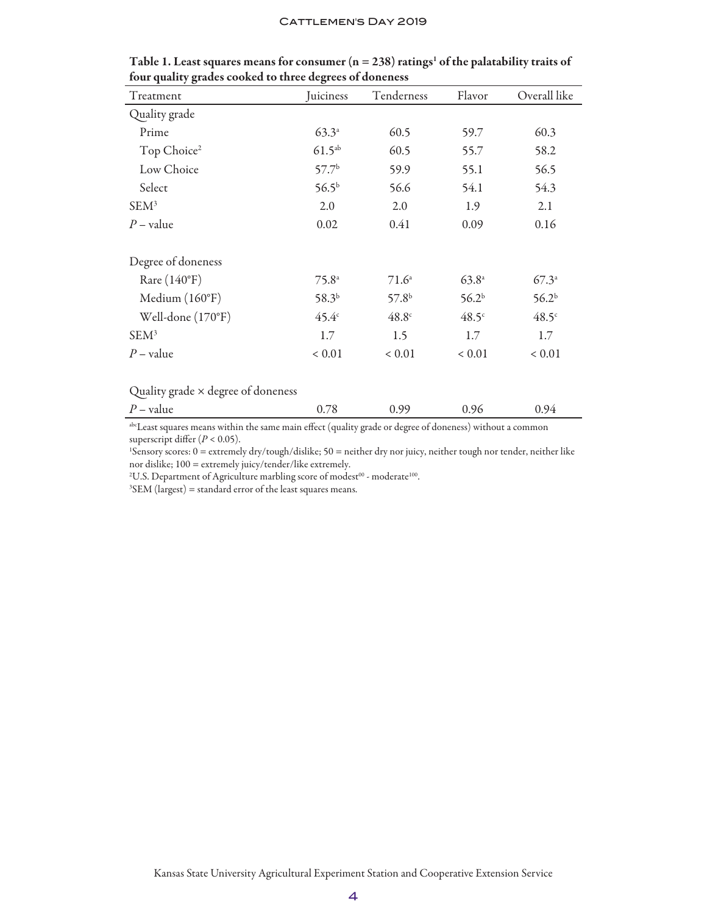**Table 1. Least squares means for consumer (n = 238) ratings[1] of the palatability traits of four quality grades cooked to three degrees of doneness**

| Treatment | Juiciness | Tenderness | Flavor | Overall like |
|---|---|---|---|---|
| Quality grade | | | | |
| Prime | 63.3[a] | 60.5 | 59.7 | 60.3 |
| Top Choice[2] | 61.5[ab] | 60.5 | 55.7 | 58.2 |
| Low Choice | 57.7[b] | 59.9 | 55.1 | 56.5 |
| Select | 56.5[b] | 56.6 | 54.1 | 54.3 |
| SEM[3] | 2.0 | 2.0 | 1.9 | 2.1 |
| *P* – value | 0.02 | 0.41 | 0.09 | 0.16 |
| | | | | |
| Degree of doneness | | | | |
| Rare (140°F) | 75.8[a] | 71.6[a] | 63.8[a] | 67.3[a] |
| Medium (160°F) | 58.3[b] | 57.8[b] | 56.2[b] | 56.2[b] |
| Well-done (170°F) | 45.4[c] | 48.8[c] | 48.5[c] | 48.5[c] |
| SEM[3] | 1.7 | 1.5 | 1.7 | 1.7 |
| *P* – value | < 0.01 | < 0.01 | < 0.01 | < 0.01 |
| | | | | |
| Quality grade × degree of doneness | | | | |
| *P* – value | 0.78 | 0.99 | 0.96 | 0.94 |

[abc]Least squares means within the same main effect (quality grade or degree of doneness) without a common superscript differ ($P < 0.05$).

[1]Sensory scores: 0 = extremely dry/tough/dislike; 50 = neither dry nor juicy, neither tough nor tender, neither like nor dislike; 100 = extremely juicy/tender/like extremely.

[2]U.S. Department of Agriculture marbling score of modest$^{00}$ - moderate$^{100}$.

[3]SEM (largest) = standard error of the least squares means.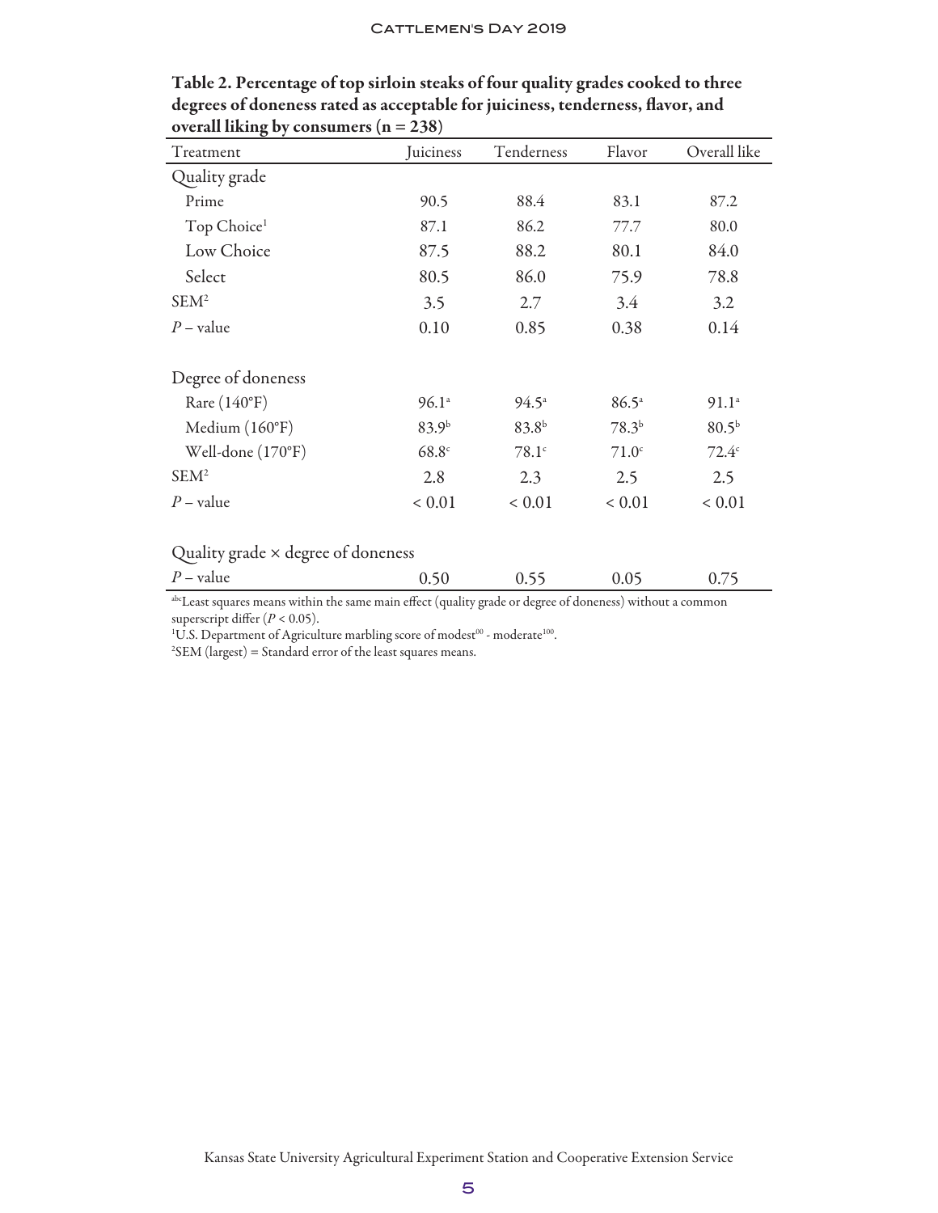**Table 2. Percentage of top sirloin steaks of four quality grades cooked to three degrees of doneness rated as acceptable for juiciness, tenderness, flavor, and overall liking by consumers (n = 238)**

| Treatment | Juiciness | Tenderness | Flavor | Overall like |
|---|---|---|---|---|
| Quality grade | | | | |
| Prime | 90.5 | 88.4 | 83.1 | 87.2 |
| Top Choice[1] | 87.1 | 86.2 | 77.7 | 80.0 |
| Low Choice | 87.5 | 88.2 | 80.1 | 84.0 |
| Select | 80.5 | 86.0 | 75.9 | 78.8 |
| SEM[2] | 3.5 | 2.7 | 3.4 | 3.2 |
| $P$ – value | 0.10 | 0.85 | 0.38 | 0.14 |
| Degree of doneness | | | | |
| Rare (140°F) | 96.1[a] | 94.5[a] | 86.5[a] | 91.1[a] |
| Medium (160°F) | 83.9[b] | 83.8[b] | 78.3[b] | 80.5[b] |
| Well-done (170°F) | 68.8[c] | 78.1[c] | 71.0[c] | 72.4[c] |
| SEM[2] | 2.8 | 2.3 | 2.5 | 2.5 |
| $P$ – value | < 0.01 | < 0.01 | < 0.01 | < 0.01 |
| Quality grade × degree of doneness | | | | |
| $P$ – value | 0.50 | 0.55 | 0.05 | 0.75 |

[abc]Least squares means within the same main effect (quality grade or degree of doneness) without a common superscript differ ($P < 0.05$).

[1]U.S. Department of Agriculture marbling score of modest$^{00}$ - moderate$^{100}$.

[2]SEM (largest) = Standard error of the least squares means.